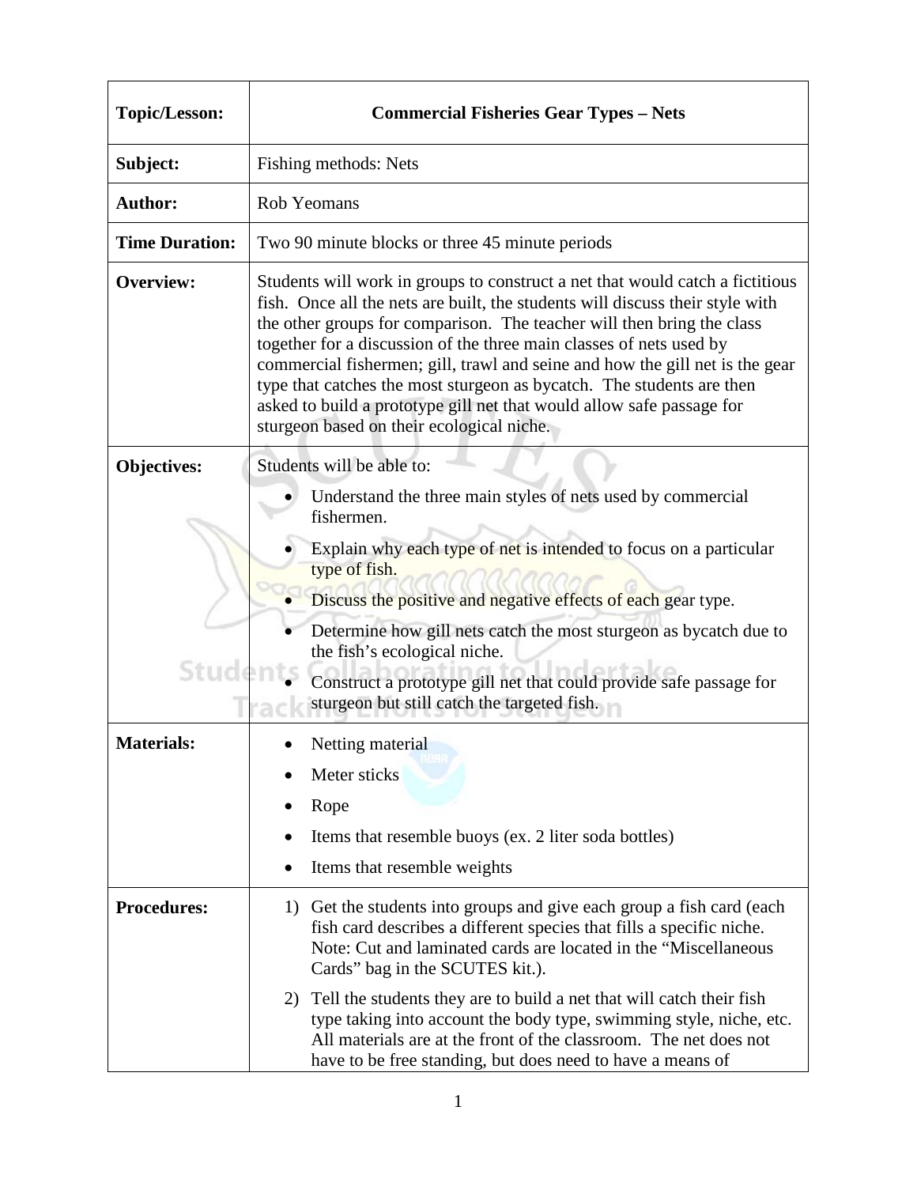| Topic/Lesson: | Commercial Fisheries Gear Types – Nets |
|---|---|
| Subject: | Fishing methods: Nets |
| Author: | Rob Yeomans |
| Time Duration: | Two 90 minute blocks or three 45 minute periods |
| Overview: | Students will work in groups to construct a net that would catch a fictitious fish. Once all the nets are built, the students will discuss their style with the other groups for comparison. The teacher will then bring the class together for a discussion of the three main classes of nets used by commercial fishermen; gill, trawl and seine and how the gill net is the gear type that catches the most sturgeon as bycatch. The students are then asked to build a prototype gill net that would allow safe passage for sturgeon based on their ecological niche. |
| Objectives: | Students will be able to:<br>• Understand the three main styles of nets used by commercial fishermen.<br>• Explain why each type of net is intended to focus on a particular type of fish.<br>• Discuss the positive and negative effects of each gear type.<br>• Determine how gill nets catch the most sturgeon as bycatch due to the fish's ecological niche.<br>• Construct a prototype gill net that could provide safe passage for sturgeon but still catch the targeted fish. |
| Materials: | • Netting material<br>• Meter sticks<br>• Rope<br>• Items that resemble buoys (ex. 2 liter soda bottles)<br>• Items that resemble weights |
| Procedures: | 1) Get the students into groups and give each group a fish card (each fish card describes a different species that fills a specific niche. Note: Cut and laminated cards are located in the "Miscellaneous Cards" bag in the SCUTES kit.).<br>2) Tell the students they are to build a net that will catch their fish type taking into account the body type, swimming style, niche, etc. All materials are at the front of the classroom. The net does not have to be free standing, but does need to have a means of |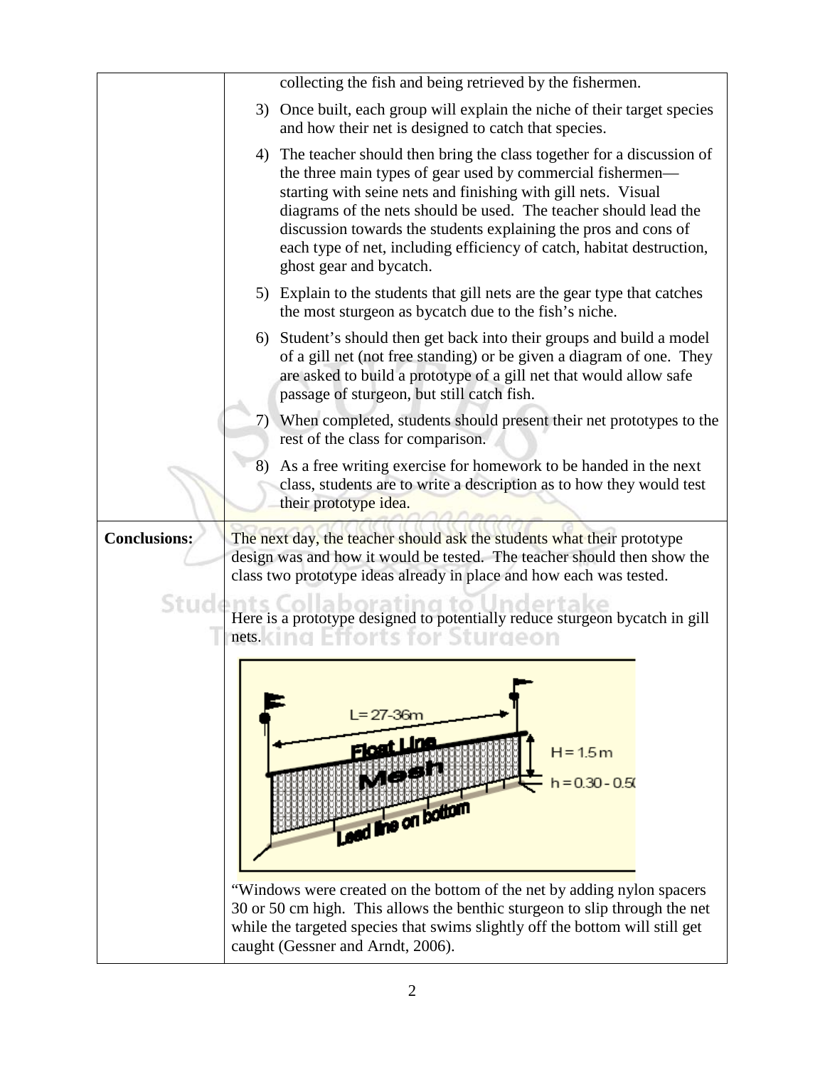| | |
|---|---|
| | collecting the fish and being retrieved by the fishermen.<br><br>3) Once built, each group will explain the niche of their target species and how their net is designed to catch that species.<br><br>4) The teacher should then bring the class together for a discussion of the three main types of gear used by commercial fishermen—starting with seine nets and finishing with gill nets. Visual diagrams of the nets should be used. The teacher should lead the discussion towards the students explaining the pros and cons of each type of net, including efficiency of catch, habitat destruction, ghost gear and bycatch.<br><br>5) Explain to the students that gill nets are the gear type that catches the most sturgeon as bycatch due to the fish's niche.<br><br>6) Student's should then get back into their groups and build a model of a gill net (not free standing) or be given a diagram of one. They are asked to build a prototype of a gill net that would allow safe passage of sturgeon, but still catch fish.<br><br>7) When completed, students should present their net prototypes to the rest of the class for comparison.<br><br>8) As a free writing exercise for homework to be handed in the next class, students are to write a description as to how they would test their prototype idea. |
| **Conclusions:** | The next day, the teacher should ask the students what their prototype design was and how it would be tested. The teacher should then show the class two prototype ideas already in place and how each was tested.<br><br>Here is a prototype designed to potentially reduce sturgeon bycatch in gill nets.<br><br>L = 27-36m<br>Float Line<br>Mesh<br>H = 1.5 m<br>h = 0.30 - 0.50<br>Lead line on bottom<br><br>"Windows were created on the bottom of the net by adding nylon spacers 30 or 50 cm high. This allows the benthic sturgeon to slip through the net while the targeted species that swims slightly off the bottom will still get caught (Gessner and Arndt, 2006). |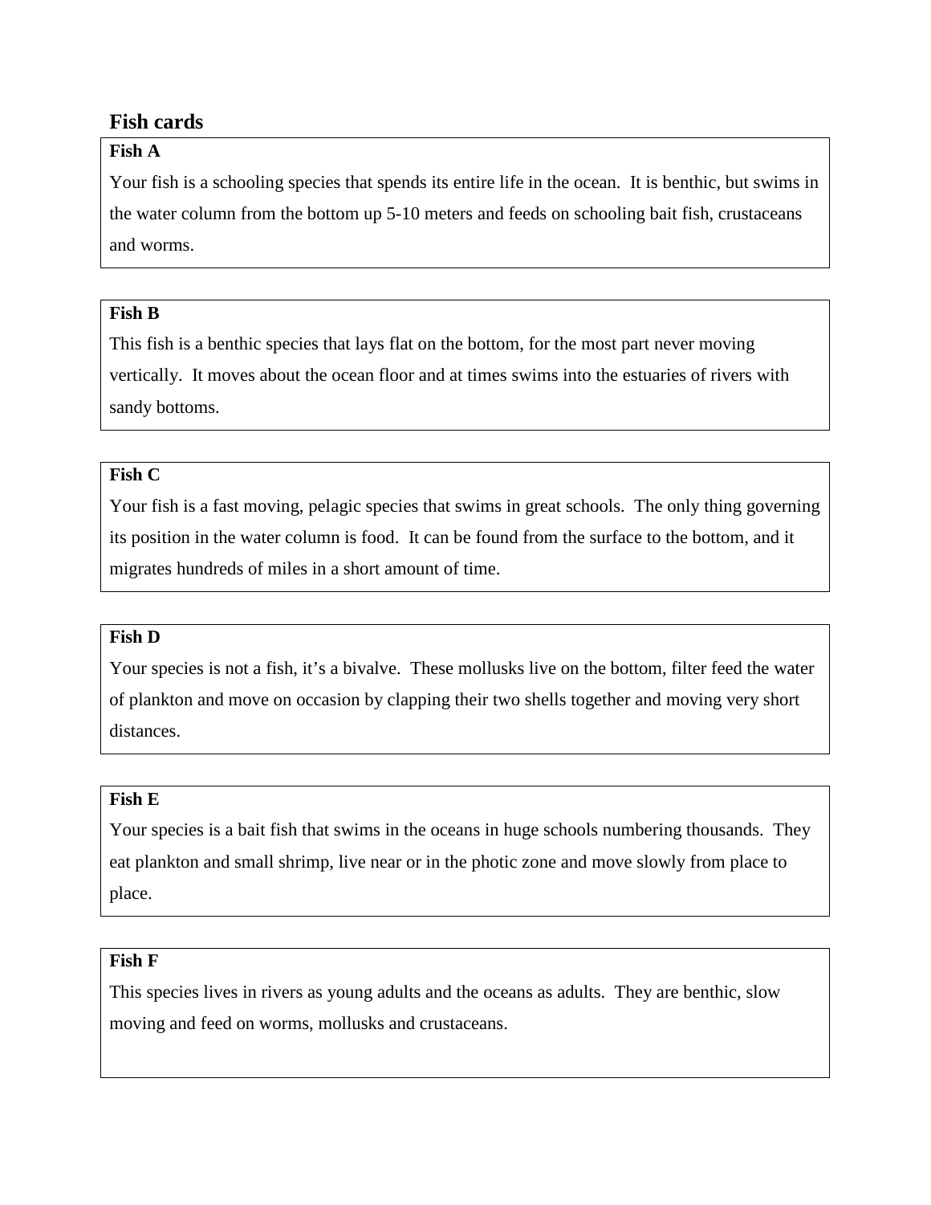## Fish cards

**Fish A**

Your fish is a schooling species that spends its entire life in the ocean. It is benthic, but swims in the water column from the bottom up 5-10 meters and feeds on schooling bait fish, crustaceans and worms.

**Fish B**

This fish is a benthic species that lays flat on the bottom, for the most part never moving vertically. It moves about the ocean floor and at times swims into the estuaries of rivers with sandy bottoms.

**Fish C**

Your fish is a fast moving, pelagic species that swims in great schools. The only thing governing its position in the water column is food. It can be found from the surface to the bottom, and it migrates hundreds of miles in a short amount of time.

**Fish D**

Your species is not a fish, it's a bivalve. These mollusks live on the bottom, filter feed the water of plankton and move on occasion by clapping their two shells together and moving very short distances.

**Fish E**

Your species is a bait fish that swims in the oceans in huge schools numbering thousands. They eat plankton and small shrimp, live near or in the photic zone and move slowly from place to place.

**Fish F**

This species lives in rivers as young adults and the oceans as adults. They are benthic, slow moving and feed on worms, mollusks and crustaceans.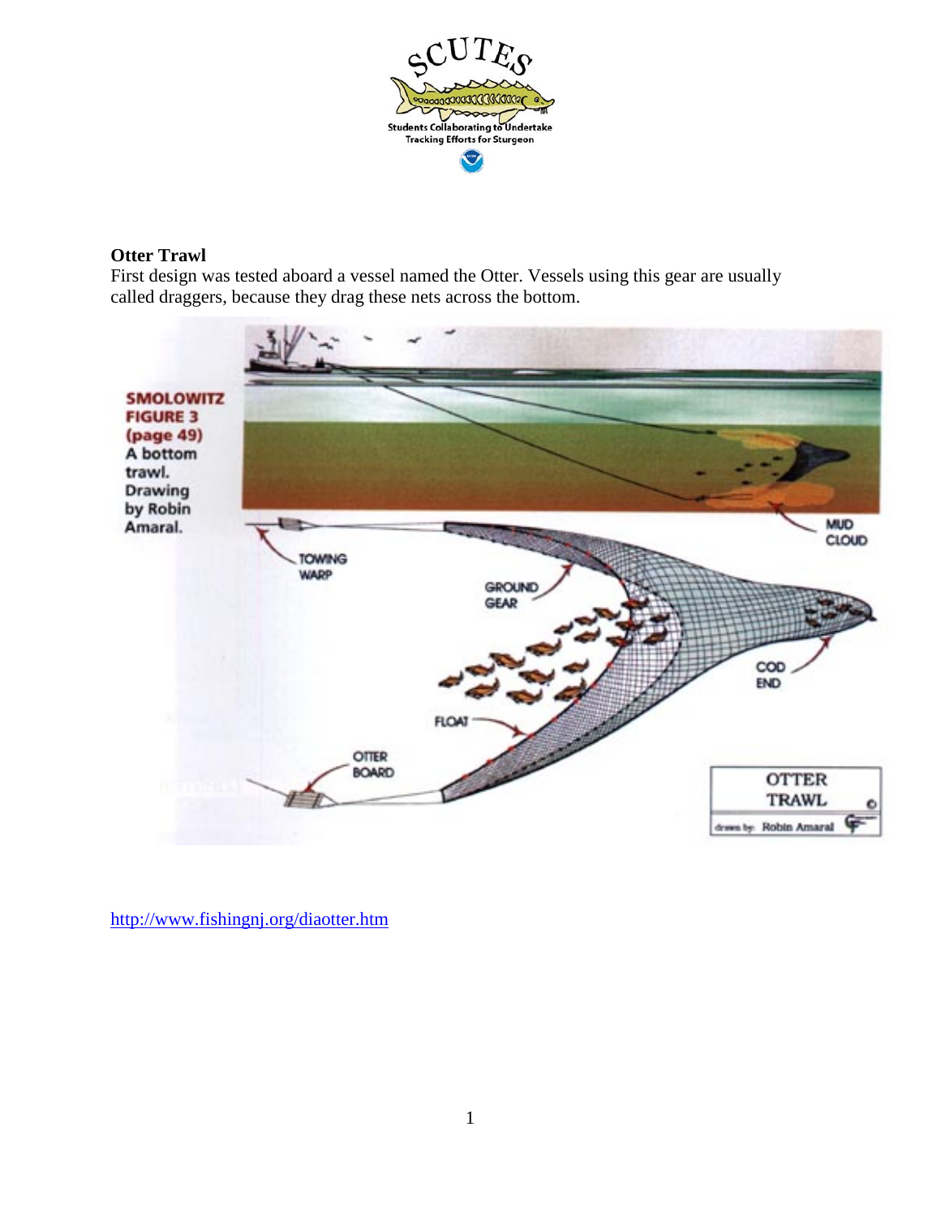## Otter Trawl

First design was tested aboard a vessel named the Otter. Vessels using this gear are usually called draggers, because they drag these nets across the bottom.

SMOLOWITZ FIGURE 3 (page 49) A bottom trawl. Drawing by Robin Amaral.

http://www.fishingnj.org/diaotter.htm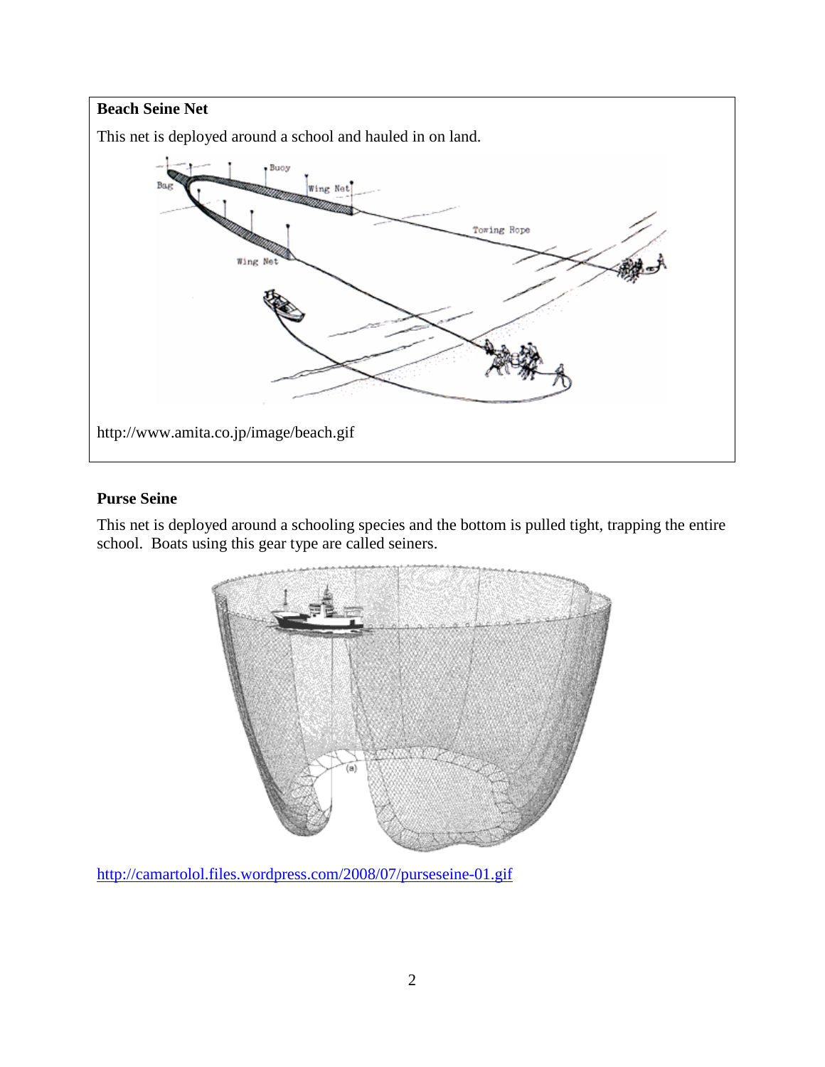**Beach Seine Net**

This net is deployed around a school and hauled in on land.

http://www.amita.co.jp/image/beach.gif

**Purse Seine**

This net is deployed around a schooling species and the bottom is pulled tight, trapping the entire school. Boats using this gear type are called seiners.

http://camartolol.files.wordpress.com/2008/07/purseseine-01.gif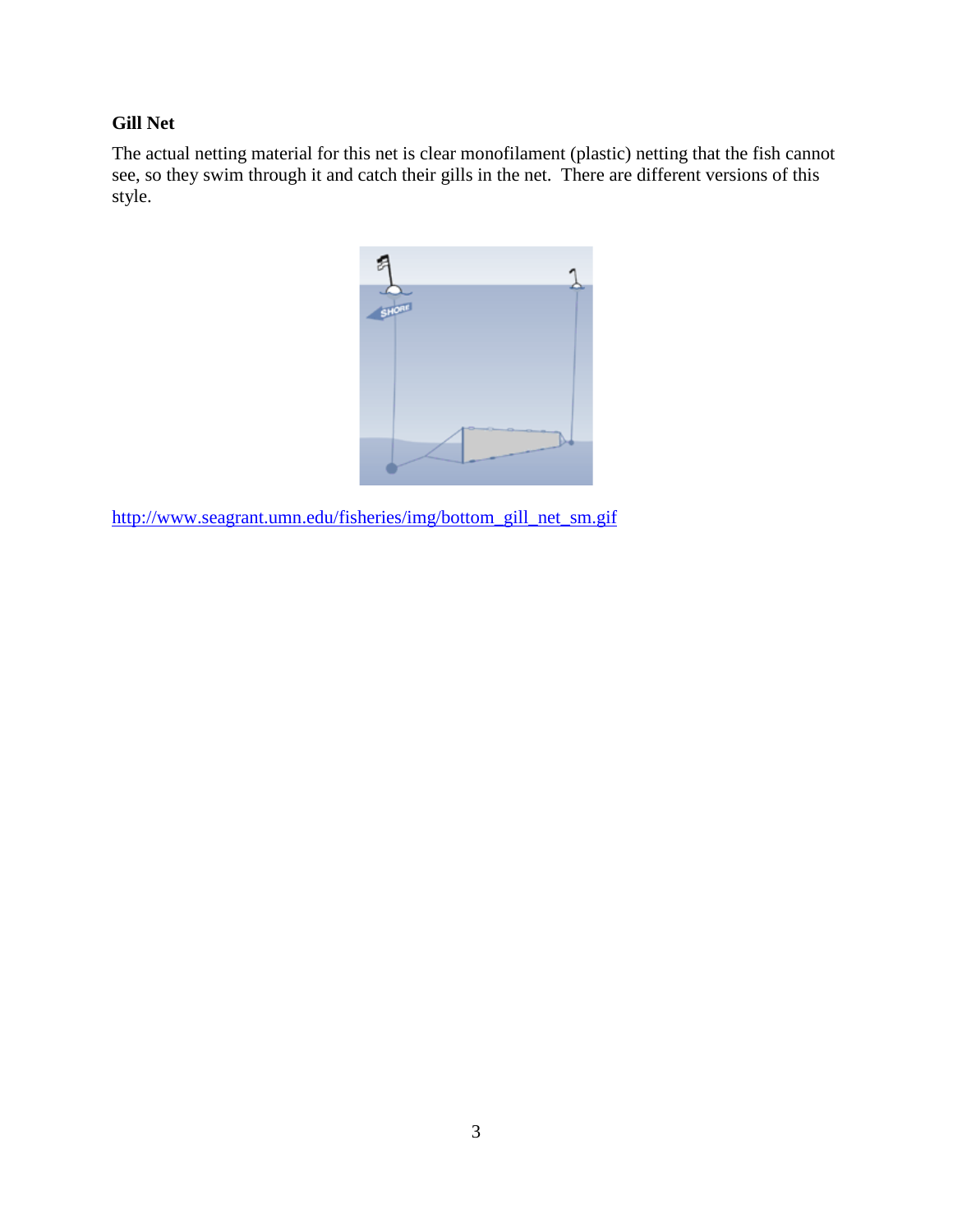**Gill Net**

The actual netting material for this net is clear monofilament (plastic) netting that the fish cannot see, so they swim through it and catch their gills in the net. There are different versions of this style.

SHORE

http://www.seagrant.umn.edu/fisheries/img/bottom_gill_net_sm.gif